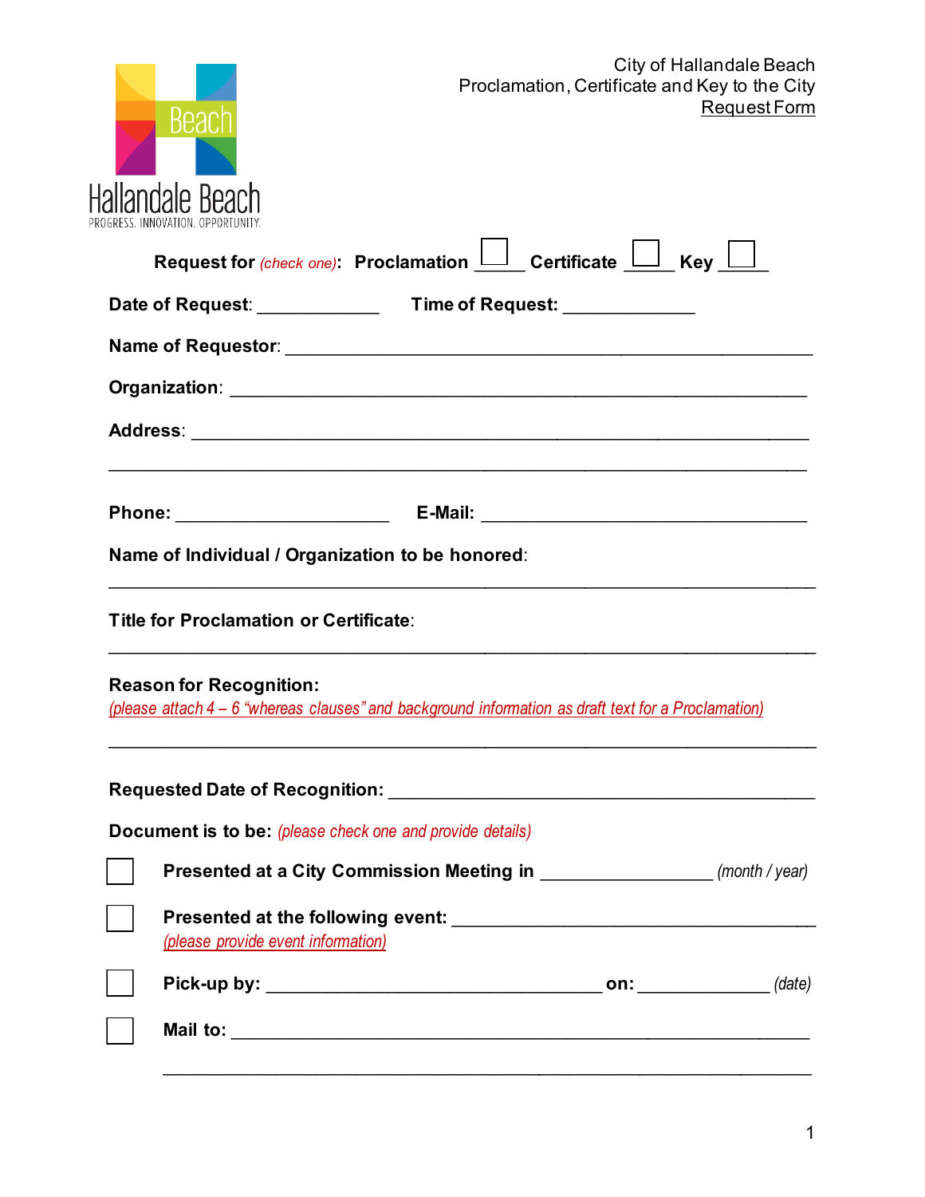Hallandale Beach

PROGRESS. INNOVATION. OPPORTUNITY.

City of Hallandale Beach
Proclamation, Certificate and Key to the City
Request Form

**Request for** *(check one)*: **Proclamation** ☐ _____ **Certificate** ☐ _____ **Key** ☐ _____

**Date of Request**: ____________ **Time of Request:** _____________

**Name of Requestor**: ____________________________________________________

**Organization**: ________________________________________________________

**Address**: ___________________________________________________________

_______________________________________________________________________

**Phone:** _____________________ **E-Mail:** _______________________________

**Name of Individual / Organization to be honored**:

_______________________________________________________________________

**Title for Proclamation or Certificate**:

_______________________________________________________________________

**Reason for Recognition:**
*(please attach 4 – 6 "whereas clauses" and background information as draft text for a Proclamation)*

_______________________________________________________________________

**Requested Date of Recognition:** __________________________________________

**Document is to be:** *(please check one and provide details)*

☐ **Presented at a City Commission Meeting in** _________________ *(month / year)*

☐ **Presented at the following event:** ____________________________________
*(please provide event information)*

☐ **Pick-up by:** _________________________________ **on:** _____________ *(date)*

☐ **Mail to:** _________________________________________________________

_______________________________________________________________________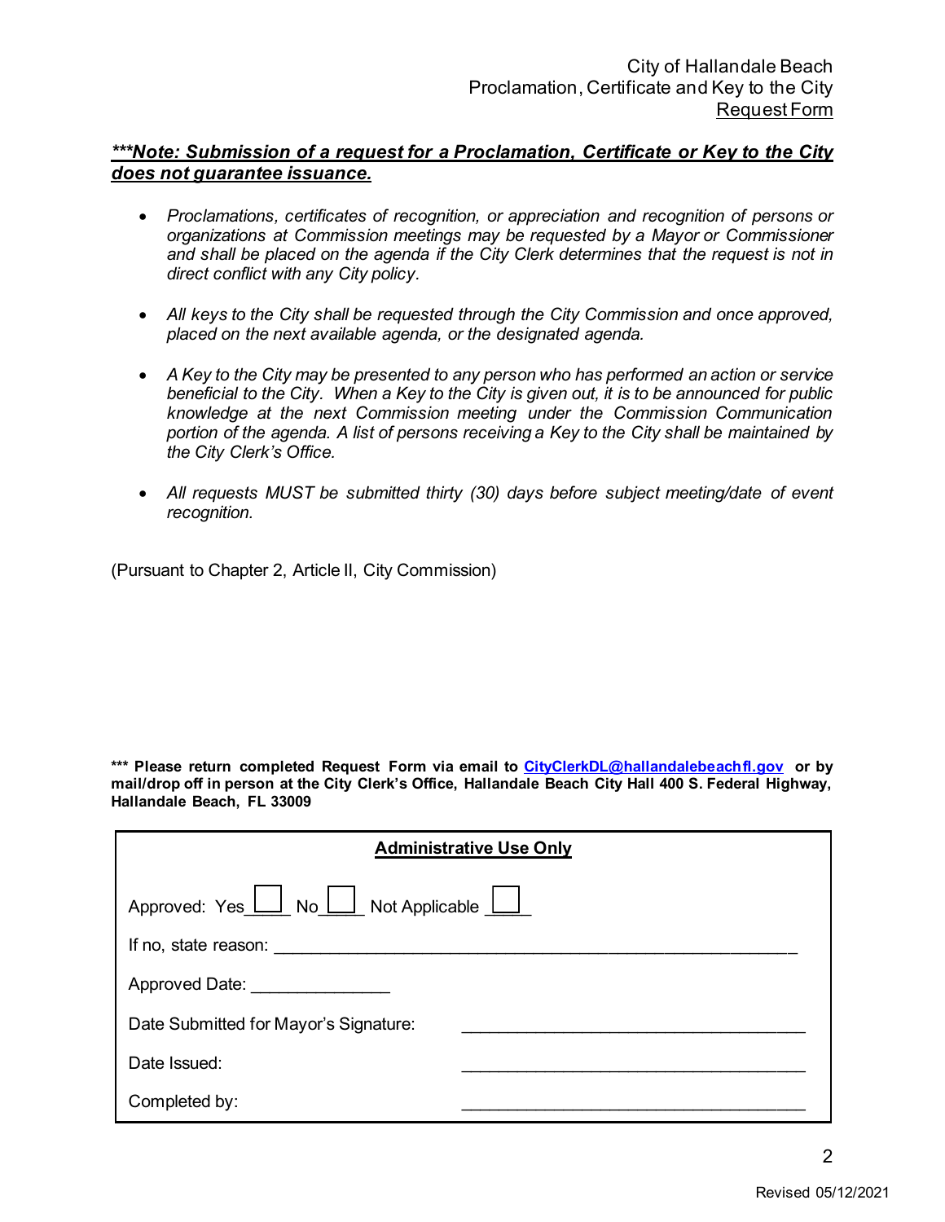City of Hallandale Beach
Proclamation, Certificate and Key to the City
Request Form

***Note: Submission of a request for a Proclamation, Certificate or Key to the City does not guarantee issuance.***

- *Proclamations, certificates of recognition, or appreciation and recognition of persons or organizations at Commission meetings may be requested by a Mayor or Commissioner and shall be placed on the agenda if the City Clerk determines that the request is not in direct conflict with any City policy.*
- *All keys to the City shall be requested through the City Commission and once approved, placed on the next available agenda, or the designated agenda.*
- *A Key to the City may be presented to any person who has performed an action or service beneficial to the City. When a Key to the City is given out, it is to be announced for public knowledge at the next Commission meeting under the Commission Communication portion of the agenda. A list of persons receiving a Key to the City shall be maintained by the City Clerk's Office.*
- *All requests MUST be submitted thirty (30) days before subject meeting/date of event recognition.*

(Pursuant to Chapter 2, Article II, City Commission)

**\*\*\* Please return completed Request Form via email to [CityClerkDL@hallandalebeachfl.gov](mailto:CityClerkDL@hallandalebeachfl.gov) or by mail/drop off in person at the City Clerk's Office, Hallandale Beach City Hall 400 S. Federal Highway, Hallandale Beach, FL 33009**

**Administrative Use Only**

Approved: Yes ☐ No ☐ Not Applicable ☐

If no, state reason: ______________________________________________

Approved Date: ______________

Date Submitted for Mayor's Signature: ______________________________

Date Issued: ______________________________

Completed by: ______________________________

Revised 05/12/2021